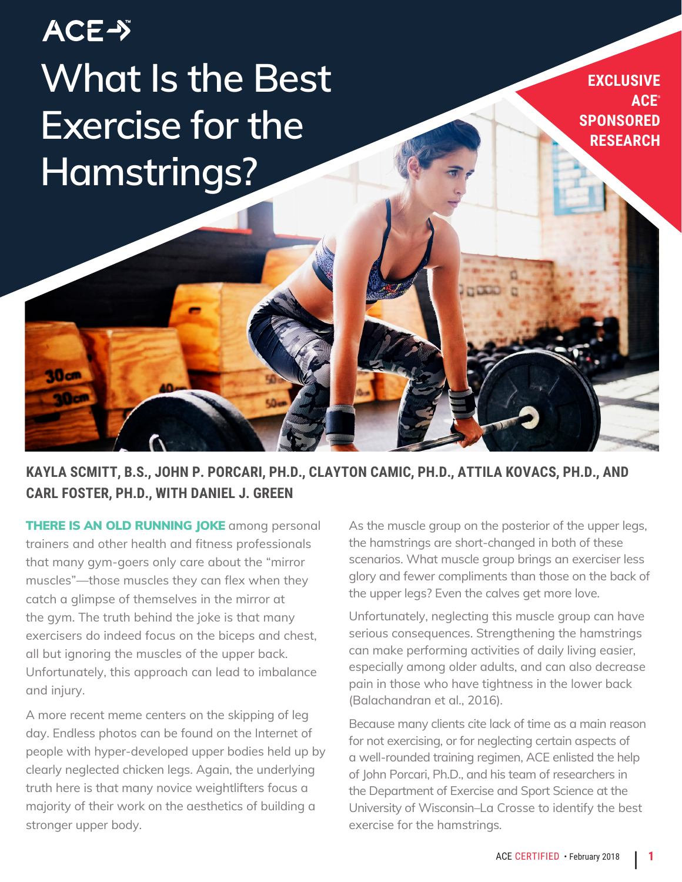ACE

# What Is the Best Exercise for the Hamstrings?

**EXCLUSIVE ACE SPONSORED RESEARCH**

**KAYLA SCMITT, B.S., JOHN P. PORCARI, PH.D., CLAYTON CAMIC, PH.D., ATTILA KOVACS, PH.D., AND CARL FOSTER, PH.D., WITH DANIEL J. GREEN**

**THERE IS AN OLD RUNNING JOKE** among personal trainers and other health and fitness professionals that many gym-goers only care about the "mirror muscles"—those muscles they can flex when they catch a glimpse of themselves in the mirror at the gym. The truth behind the joke is that many exercisers do indeed focus on the biceps and chest, all but ignoring the muscles of the upper back. Unfortunately, this approach can lead to imbalance and injury.

A more recent meme centers on the skipping of leg day. Endless photos can be found on the Internet of people with hyper-developed upper bodies held up by clearly neglected chicken legs. Again, the underlying truth here is that many novice weightlifters focus a majority of their work on the aesthetics of building a stronger upper body.

As the muscle group on the posterior of the upper legs, the hamstrings are short-changed in both of these scenarios. What muscle group brings an exerciser less glory and fewer compliments than those on the back of the upper legs? Even the calves get more love.

Unfortunately, neglecting this muscle group can have serious consequences. Strengthening the hamstrings can make performing activities of daily living easier, especially among older adults, and can also decrease pain in those who have tightness in the lower back (Balachandran et al., 2016).

Because many clients cite lack of time as a main reason for not exercising, or for neglecting certain aspects of a well-rounded training regimen, ACE enlisted the help of John Porcari, Ph.D., and his team of researchers in the Department of Exercise and Sport Science at the University of Wisconsin–La Crosse to identify the best exercise for the hamstrings.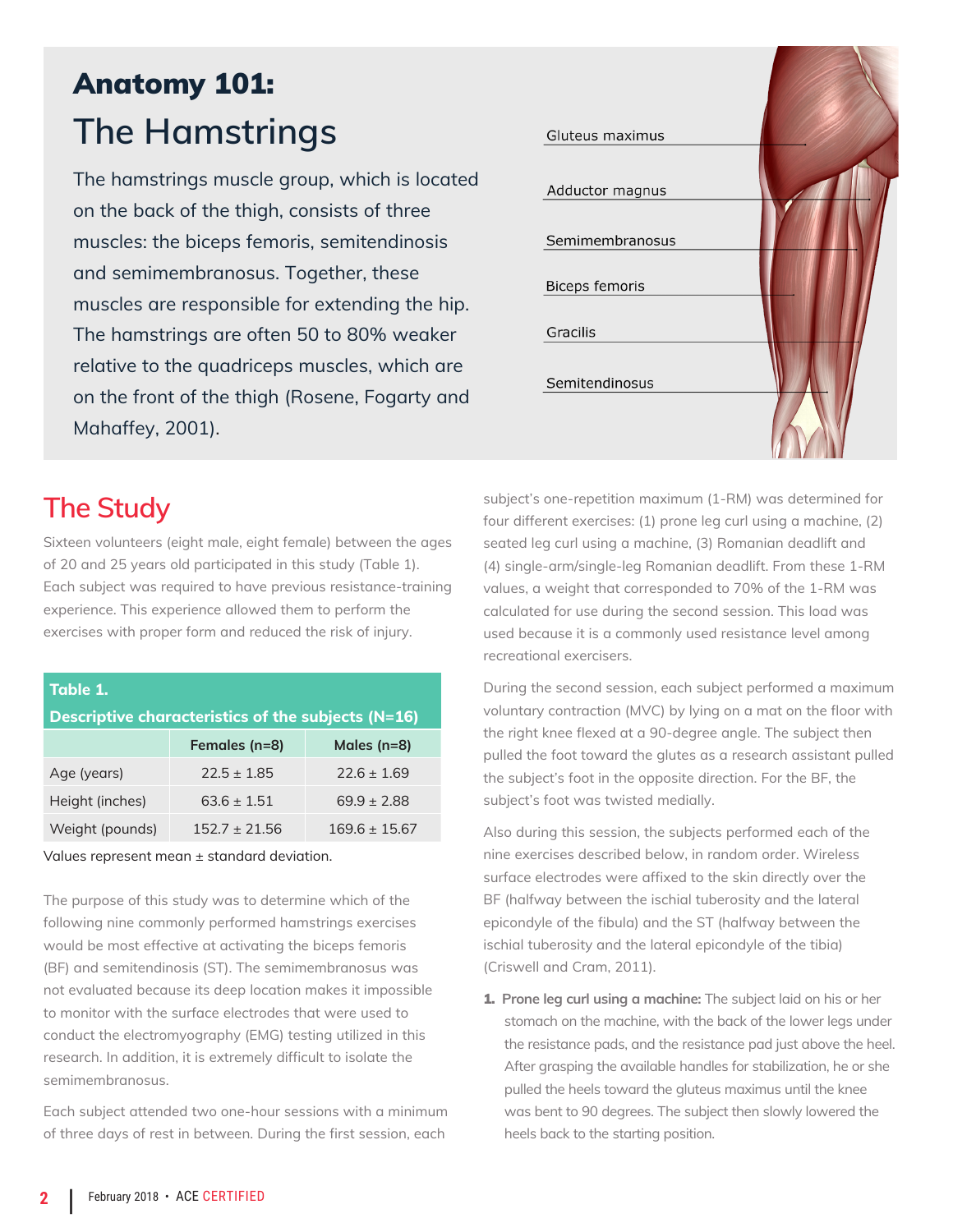# Anatomy 101:

## The Hamstrings

The hamstrings muscle group, which is located on the back of the thigh, consists of three muscles: the biceps femoris, semitendinosis and semimembranosus. Together, these muscles are responsible for extending the hip. The hamstrings are often 50 to 80% weaker relative to the quadriceps muscles, which are on the front of the thigh (Rosene, Fogarty and Mahaffey, 2001).

Gluteus maximus

Adductor magnus

Semimembranosus

Biceps femoris

Gracilis

Semitendinosus

## The Study

Sixteen volunteers (eight male, eight female) between the ages of 20 and 25 years old participated in this study (Table 1). Each subject was required to have previous resistance-training experience. This experience allowed them to perform the exercises with proper form and reduced the risk of injury.

**Table 1.**
**Descriptive characteristics of the subjects (N=16)**

| | Females (n=8) | Males (n=8) |
|---|---|---|
| Age (years) | 22.5 ± 1.85 | 22.6 ± 1.69 |
| Height (inches) | 63.6 ± 1.51 | 69.9 ± 2.88 |
| Weight (pounds) | 152.7 ± 21.56 | 169.6 ± 15.67 |

Values represent mean ± standard deviation.

The purpose of this study was to determine which of the following nine commonly performed hamstrings exercises would be most effective at activating the biceps femoris (BF) and semitendinosis (ST). The semimembranosus was not evaluated because its deep location makes it impossible to monitor with the surface electrodes that were used to conduct the electromyography (EMG) testing utilized in this research. In addition, it is extremely difficult to isolate the semimembranosus.

Each subject attended two one-hour sessions with a minimum of three days of rest in between. During the first session, each subject's one-repetition maximum (1-RM) was determined for four different exercises: (1) prone leg curl using a machine, (2) seated leg curl using a machine, (3) Romanian deadlift and (4) single-arm/single-leg Romanian deadlift. From these 1-RM values, a weight that corresponded to 70% of the 1-RM was calculated for use during the second session. This load was used because it is a commonly used resistance level among recreational exercisers.

During the second session, each subject performed a maximum voluntary contraction (MVC) by lying on a mat on the floor with the right knee flexed at a 90-degree angle. The subject then pulled the foot toward the glutes as a research assistant pulled the subject's foot in the opposite direction. For the BF, the subject's foot was twisted medially.

Also during this session, the subjects performed each of the nine exercises described below, in random order. Wireless surface electrodes were affixed to the skin directly over the BF (halfway between the ischial tuberosity and the lateral epicondyle of the fibula) and the ST (halfway between the ischial tuberosity and the lateral epicondyle of the tibia) (Criswell and Cram, 2011).

1. **Prone leg curl using a machine:** The subject laid on his or her stomach on the machine, with the back of the lower legs under the resistance pads, and the resistance pad just above the heel. After grasping the available handles for stabilization, he or she pulled the heels toward the gluteus maximus until the knee was bent to 90 degrees. The subject then slowly lowered the heels back to the starting position.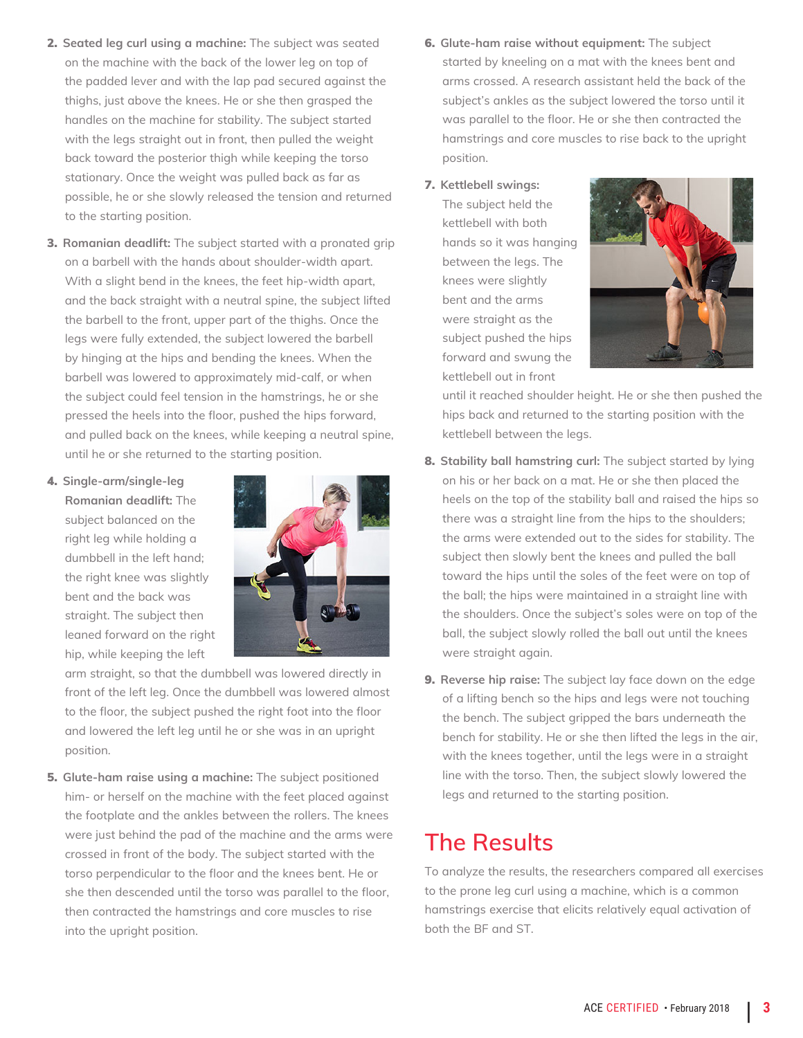2. **Seated leg curl using a machine:** The subject was seated on the machine with the back of the lower leg on top of the padded lever and with the lap pad secured against the thighs, just above the knees. He or she then grasped the handles on the machine for stability. The subject started with the legs straight out in front, then pulled the weight back toward the posterior thigh while keeping the torso stationary. Once the weight was pulled back as far as possible, he or she slowly released the tension and returned to the starting position.

3. **Romanian deadlift:** The subject started with a pronated grip on a barbell with the hands about shoulder-width apart. With a slight bend in the knees, the feet hip-width apart, and the back straight with a neutral spine, the subject lifted the barbell to the front, upper part of the thighs. Once the legs were fully extended, the subject lowered the barbell by hinging at the hips and bending the knees. When the barbell was lowered to approximately mid-calf, or when the subject could feel tension in the hamstrings, he or she pressed the heels into the floor, pushed the hips forward, and pulled back on the knees, while keeping a neutral spine, until he or she returned to the starting position.

4. **Single-arm/single-leg Romanian deadlift:** The subject balanced on the right leg while holding a dumbbell in the left hand; the right knee was slightly bent and the back was straight. The subject then leaned forward on the right hip, while keeping the left arm straight, so that the dumbbell was lowered directly in front of the left leg. Once the dumbbell was lowered almost to the floor, the subject pushed the right foot into the floor and lowered the left leg until he or she was in an upright position.

5. **Glute-ham raise using a machine:** The subject positioned him- or herself on the machine with the feet placed against the footplate and the ankles between the rollers. The knees were just behind the pad of the machine and the arms were crossed in front of the body. The subject started with the torso perpendicular to the floor and the knees bent. He or she then descended until the torso was parallel to the floor, then contracted the hamstrings and core muscles to rise into the upright position.

6. **Glute-ham raise without equipment:** The subject started by kneeling on a mat with the knees bent and arms crossed. A research assistant held the back of the subject's ankles as the subject lowered the torso until it was parallel to the floor. He or she then contracted the hamstrings and core muscles to rise back to the upright position.

7. **Kettlebell swings:** The subject held the kettlebell with both hands so it was hanging between the legs. The knees were slightly bent and the arms were straight as the subject pushed the hips forward and swung the kettlebell out in front until it reached shoulder height. He or she then pushed the hips back and returned to the starting position with the kettlebell between the legs.

8. **Stability ball hamstring curl:** The subject started by lying on his or her back on a mat. He or she then placed the heels on the top of the stability ball and raised the hips so there was a straight line from the hips to the shoulders; the arms were extended out to the sides for stability. The subject then slowly bent the knees and pulled the ball toward the hips until the soles of the feet were on top of the ball; the hips were maintained in a straight line with the shoulders. Once the subject's soles were on top of the ball, the subject slowly rolled the ball out until the knees were straight again.

9. **Reverse hip raise:** The subject lay face down on the edge of a lifting bench so the hips and legs were not touching the bench. The subject gripped the bars underneath the bench for stability. He or she then lifted the legs in the air, with the knees together, until the legs were in a straight line with the torso. Then, the subject slowly lowered the legs and returned to the starting position.

## The Results

To analyze the results, the researchers compared all exercises to the prone leg curl using a machine, which is a common hamstrings exercise that elicits relatively equal activation of both the BF and ST.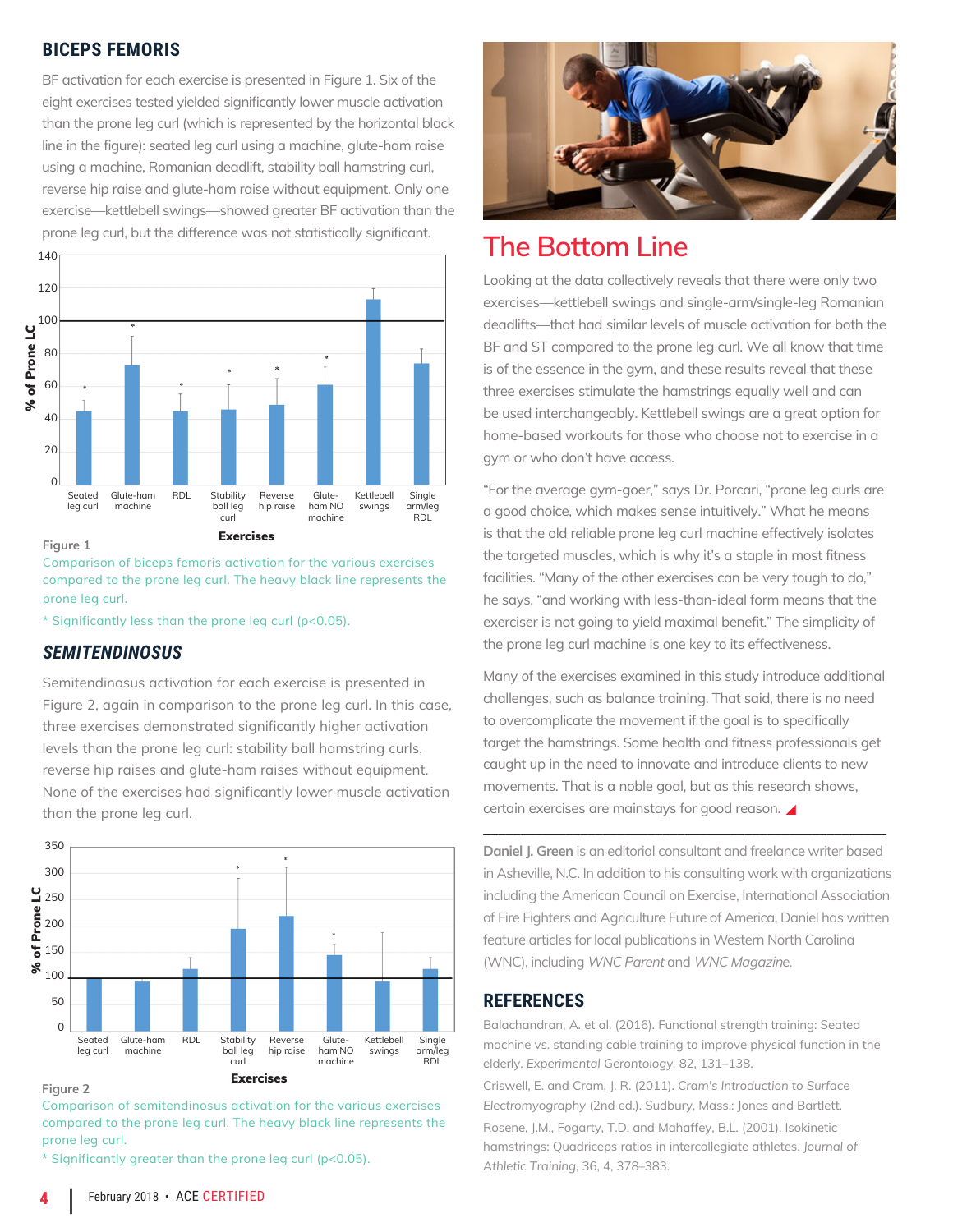## BICEPS FEMORIS

BF activation for each exercise is presented in Figure 1. Six of the eight exercises tested yielded significantly lower muscle activation than the prone leg curl (which is represented by the horizontal black line in the figure): seated leg curl using a machine, glute-ham raise using a machine, Romanian deadlift, stability ball hamstring curl, reverse hip raise and glute-ham raise without equipment. Only one exercise—kettlebell swings—showed greater BF activation than the prone leg curl, but the difference was not statistically significant.

% of Prone LC
140
120
100
80
60
40
20
0
Seated leg curl
Glute-ham machine
RDL
Stability ball leg curl
Reverse hip raise
Glute-ham NO machine
Kettlebell swings
Single arm/leg RDL
Exercises

Figure 1

Comparison of biceps femoris activation for the various exercises compared to the prone leg curl. The heavy black line represents the prone leg curl.

* Significantly less than the prone leg curl ($p<0.05$).

## *SEMITENDINOSUS*

Semitendinosus activation for each exercise is presented in Figure 2, again in comparison to the prone leg curl. In this case, three exercises demonstrated significantly higher activation levels than the prone leg curl: stability ball hamstring curls, reverse hip raises and glute-ham raises without equipment. None of the exercises had significantly lower muscle activation than the prone leg curl.

% of Prone LC
350
300
250
200
150
100
50
0
Seated leg curl
Glute-ham machine
RDL
Stability ball leg curl
Reverse hip raise
Glute-ham NO machine
Kettlebell swings
Single arm/leg RDL
Exercises

Figure 2

Comparison of semitendinosus activation for the various exercises compared to the prone leg curl. The heavy black line represents the prone leg curl.

* Significantly greater than the prone leg curl ($p<0.05$).

# The Bottom Line

Looking at the data collectively reveals that there were only two exercises—kettlebell swings and single-arm/single-leg Romanian deadlifts—that had similar levels of muscle activation for both the BF and ST compared to the prone leg curl. We all know that time is of the essence in the gym, and these results reveal that these three exercises stimulate the hamstrings equally well and can be used interchangeably. Kettlebell swings are a great option for home-based workouts for those who choose not to exercise in a gym or who don't have access.

"For the average gym-goer," says Dr. Porcari, "prone leg curls are a good choice, which makes sense intuitively." What he means is that the old reliable prone leg curl machine effectively isolates the targeted muscles, which is why it's a staple in most fitness facilities. "Many of the other exercises can be very tough to do," he says, "and working with less-than-ideal form means that the exerciser is not going to yield maximal benefit." The simplicity of the prone leg curl machine is one key to its effectiveness.

Many of the exercises examined in this study introduce additional challenges, such as balance training. That said, there is no need to overcomplicate the movement if the goal is to specifically target the hamstrings. Some health and fitness professionals get caught up in the need to innovate and introduce clients to new movements. That is a noble goal, but as this research shows, certain exercises are mainstays for good reason.

---

**Daniel J. Green** is an editorial consultant and freelance writer based in Asheville, N.C. In addition to his consulting work with organizations including the American Council on Exercise, International Association of Fire Fighters and Agriculture Future of America, Daniel has written feature articles for local publications in Western North Carolina (WNC), including *WNC Parent* and *WNC Magazine*.

## REFERENCES

Balachandran, A. et al. (2016). Functional strength training: Seated machine vs. standing cable training to improve physical function in the elderly. *Experimental Gerontology*, 82, 131–138.

Criswell, E. and Cram, J. R. (2011). *Cram's Introduction to Surface Electromyography* (2nd ed.). Sudbury, Mass.: Jones and Bartlett.

Rosene, J.M., Fogarty, T.D. and Mahaffey, B.L. (2001). Isokinetic hamstrings: Quadriceps ratios in intercollegiate athletes. *Journal of Athletic Training*, 36, 4, 378–383.